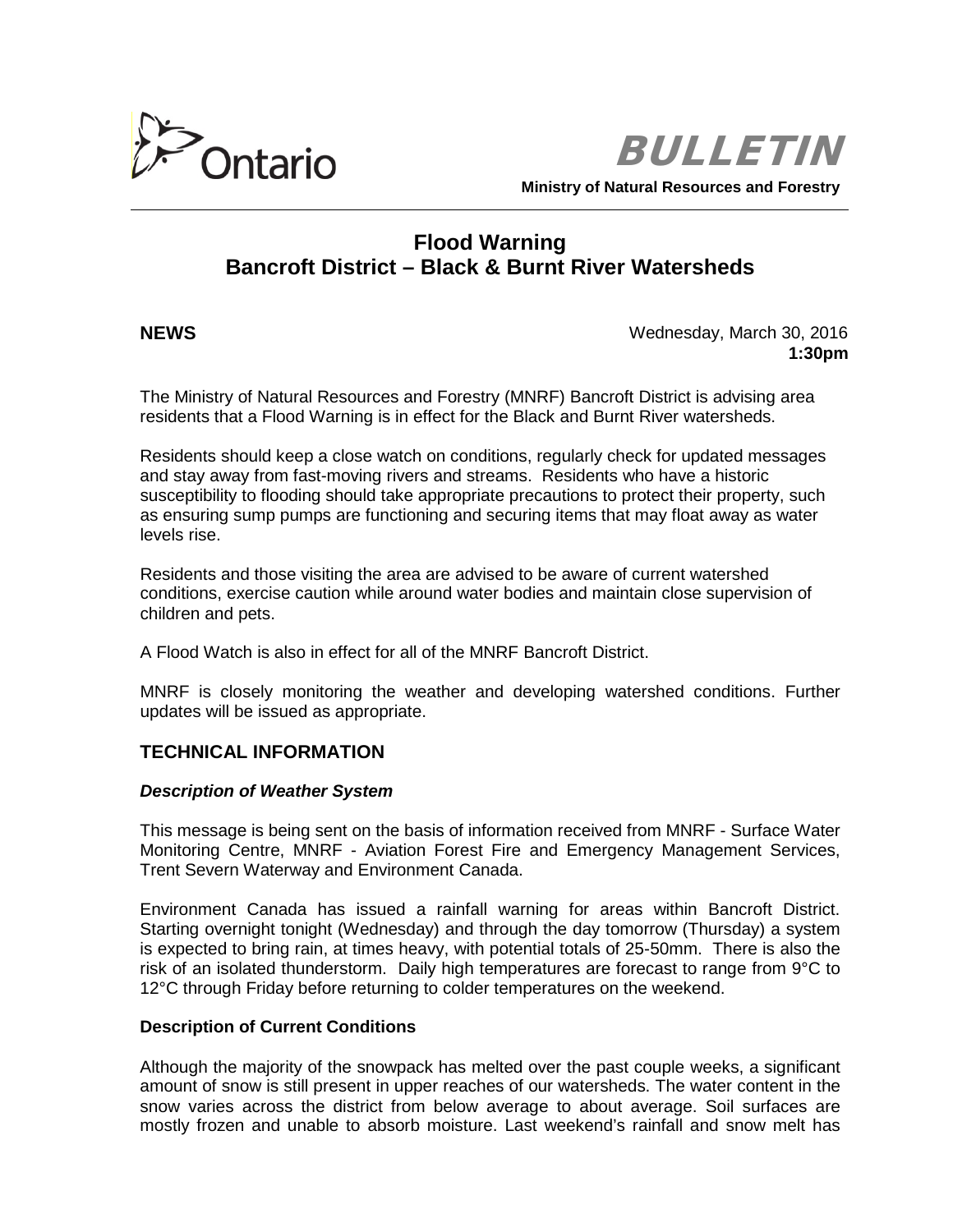Ontario

# BULLETIN

**Ministry of Natural Resources and Forestry**

## Flood Warning
## Bancroft District – Black & Burnt River Watersheds

**NEWS**

Wednesday, March 30, 2016
**1:30pm**

The Ministry of Natural Resources and Forestry (MNRF) Bancroft District is advising area residents that a Flood Warning is in effect for the Black and Burnt River watersheds.

Residents should keep a close watch on conditions, regularly check for updated messages and stay away from fast-moving rivers and streams. Residents who have a historic susceptibility to flooding should take appropriate precautions to protect their property, such as ensuring sump pumps are functioning and securing items that may float away as water levels rise.

Residents and those visiting the area are advised to be aware of current watershed conditions, exercise caution while around water bodies and maintain close supervision of children and pets.

A Flood Watch is also in effect for all of the MNRF Bancroft District.

MNRF is closely monitoring the weather and developing watershed conditions. Further updates will be issued as appropriate.

## TECHNICAL INFORMATION

### *Description of Weather System*

This message is being sent on the basis of information received from MNRF - Surface Water Monitoring Centre, MNRF - Aviation Forest Fire and Emergency Management Services, Trent Severn Waterway and Environment Canada.

Environment Canada has issued a rainfall warning for areas within Bancroft District. Starting overnight tonight (Wednesday) and through the day tomorrow (Thursday) a system is expected to bring rain, at times heavy, with potential totals of 25-50mm. There is also the risk of an isolated thunderstorm. Daily high temperatures are forecast to range from 9°C to 12°C through Friday before returning to colder temperatures on the weekend.

### Description of Current Conditions

Although the majority of the snowpack has melted over the past couple weeks, a significant amount of snow is still present in upper reaches of our watersheds. The water content in the snow varies across the district from below average to about average. Soil surfaces are mostly frozen and unable to absorb moisture. Last weekend's rainfall and snow melt has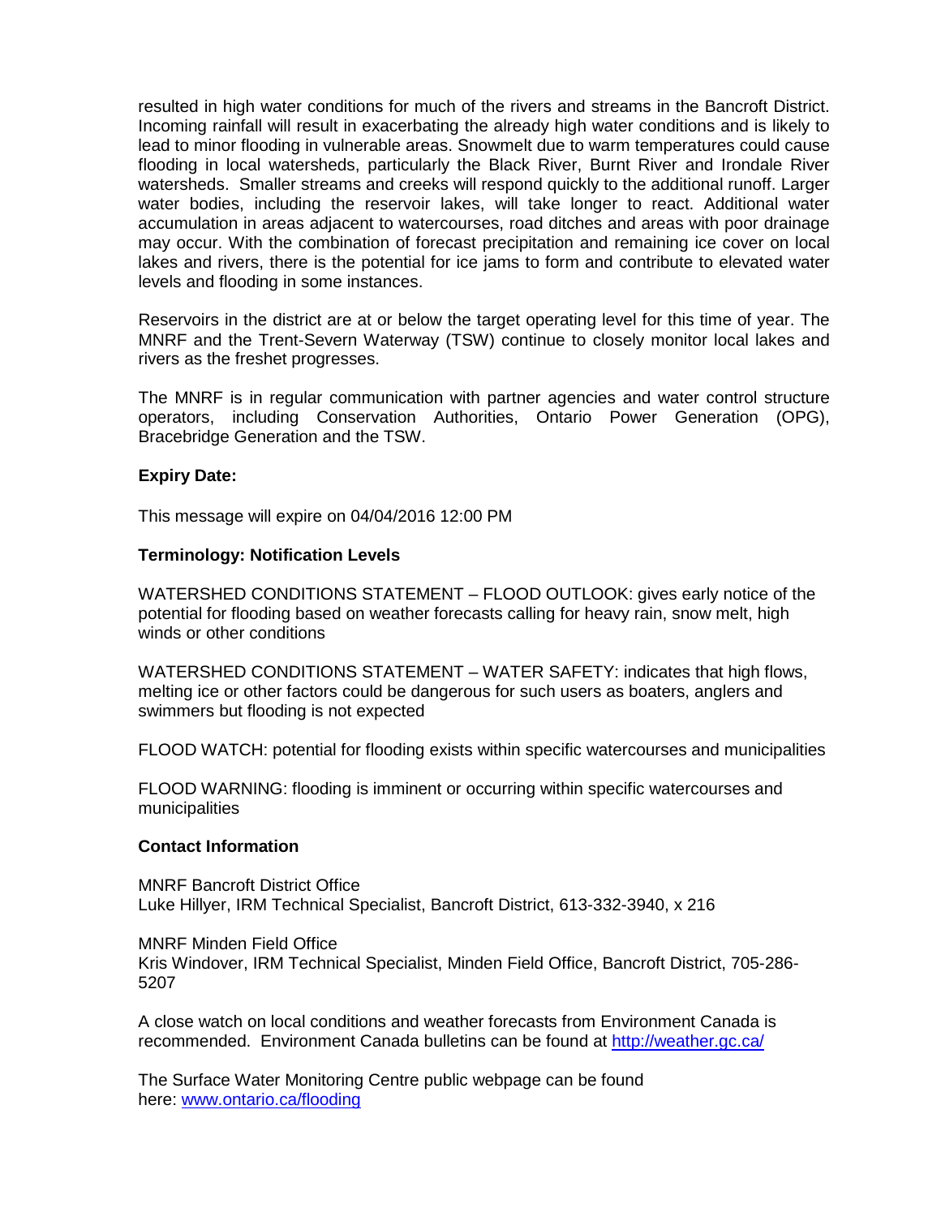resulted in high water conditions for much of the rivers and streams in the Bancroft District. Incoming rainfall will result in exacerbating the already high water conditions and is likely to lead to minor flooding in vulnerable areas. Snowmelt due to warm temperatures could cause flooding in local watersheds, particularly the Black River, Burnt River and Irondale River watersheds. Smaller streams and creeks will respond quickly to the additional runoff. Larger water bodies, including the reservoir lakes, will take longer to react. Additional water accumulation in areas adjacent to watercourses, road ditches and areas with poor drainage may occur. With the combination of forecast precipitation and remaining ice cover on local lakes and rivers, there is the potential for ice jams to form and contribute to elevated water levels and flooding in some instances.

Reservoirs in the district are at or below the target operating level for this time of year. The MNRF and the Trent-Severn Waterway (TSW) continue to closely monitor local lakes and rivers as the freshet progresses.

The MNRF is in regular communication with partner agencies and water control structure operators, including Conservation Authorities, Ontario Power Generation (OPG), Bracebridge Generation and the TSW.

**Expiry Date:**

This message will expire on 04/04/2016 12:00 PM

**Terminology: Notification Levels**

WATERSHED CONDITIONS STATEMENT – FLOOD OUTLOOK: gives early notice of the potential for flooding based on weather forecasts calling for heavy rain, snow melt, high winds or other conditions

WATERSHED CONDITIONS STATEMENT – WATER SAFETY: indicates that high flows, melting ice or other factors could be dangerous for such users as boaters, anglers and swimmers but flooding is not expected

FLOOD WATCH: potential for flooding exists within specific watercourses and municipalities

FLOOD WARNING: flooding is imminent or occurring within specific watercourses and municipalities

**Contact Information**

MNRF Bancroft District Office
Luke Hillyer, IRM Technical Specialist, Bancroft District, 613-332-3940, x 216

MNRF Minden Field Office
Kris Windover, IRM Technical Specialist, Minden Field Office, Bancroft District, 705-286-5207

A close watch on local conditions and weather forecasts from Environment Canada is recommended. Environment Canada bulletins can be found at http://weather.gc.ca/

The Surface Water Monitoring Centre public webpage can be found here: www.ontario.ca/flooding